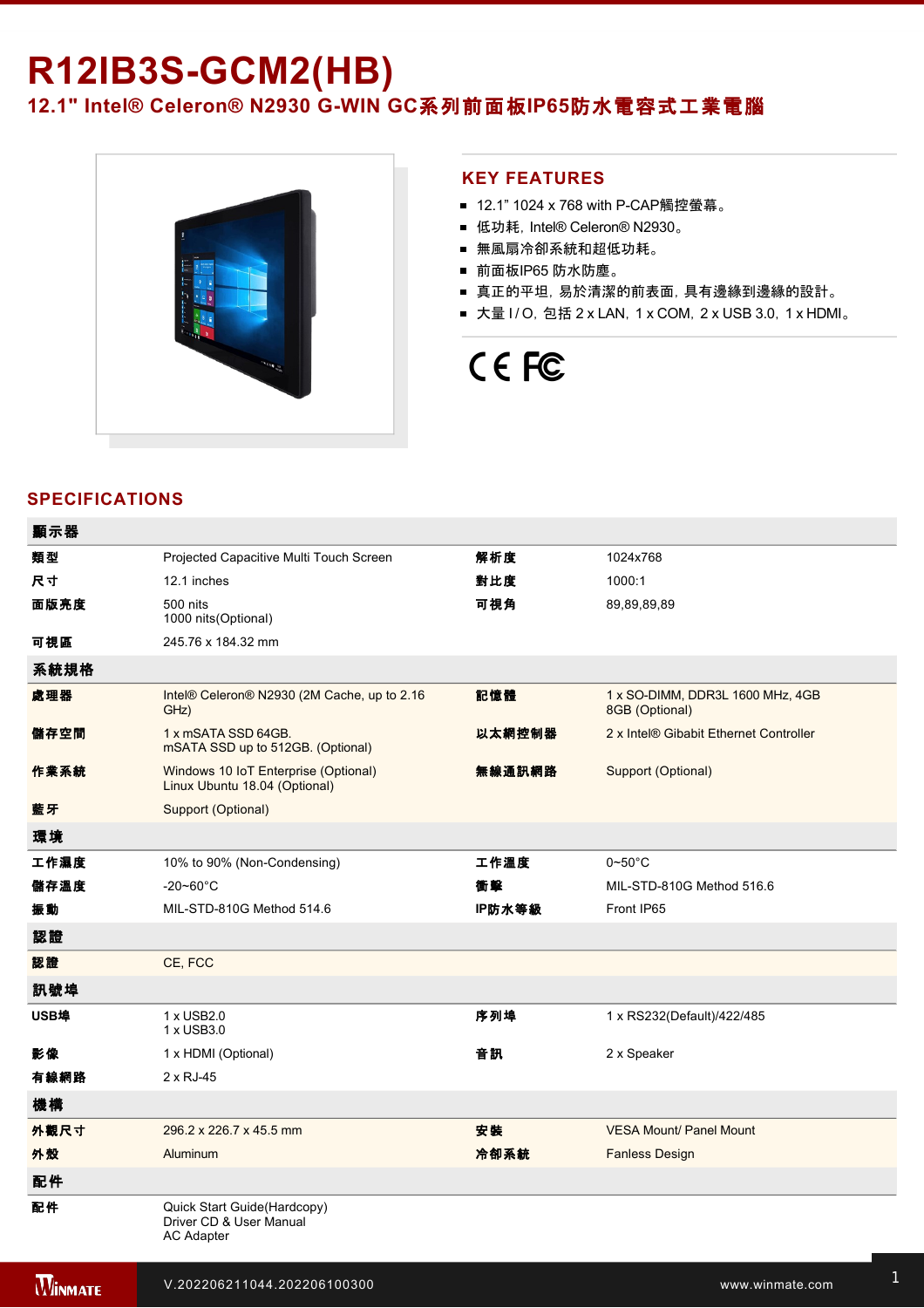# R12IB3S-GCM2(HB)

## 12.1" Intel® Celeron® N2930 G-WIN GC系列前面板IP65防水電容式工業電腦

### KEY FEATURES

- 12.1" 1024 x 768 with P-CAP觸控螢幕。
- 低功耗，Intel® Celeron® N2930。
- 無風扇冷卻系統和超低功耗。
- 前面板IP65 防水防塵。
- 真正的平坦，易於清潔的前表面，具有邊緣到邊緣的設計。
- 大量 I / O，包括 2 x LAN，1 x COM，2 x USB 3.0，1 x HDMI。

## SPECIFICATIONS

| **顯示器** | | | |
|---|---|---|---|
| **類型** | Projected Capacitive Multi Touch Screen | **解析度** | 1024x768 |
| **尺寸** | 12.1 inches | **對比度** | 1000:1 |
| **面版亮度** | 500 nits<br>1000 nits(Optional) | **可視角** | 89,89,89,89 |
| **可視區** | 245.76 x 184.32 mm | | |
| **系統規格** | | | |
| **處理器** | Intel® Celeron® N2930 (2M Cache, up to 2.16 GHz) | **記憶體** | 1 x SO-DIMM, DDR3L 1600 MHz, 4GB<br>8GB (Optional) |
| **儲存空間** | 1 x mSATA SSD 64GB.<br>mSATA SSD up to 512GB. (Optional) | **以太網控制器** | 2 x Intel® Gibabit Ethernet Controller |
| **作業系統** | Windows 10 IoT Enterprise (Optional)<br>Linux Ubuntu 18.04 (Optional) | **無線通訊網路** | Support (Optional) |
| **藍牙** | Support (Optional) | | |
| **環境** | | | |
| **工作濕度** | 10% to 90% (Non-Condensing) | **工作溫度** | 0~50°C |
| **儲存溫度** | -20~60°C | **衝擊** | MIL-STD-810G Method 516.6 |
| **振動** | MIL-STD-810G Method 514.6 | **IP防水等級** | Front IP65 |
| **認證** | | | |
| **認證** | CE, FCC | | |
| **訊號埠** | | | |
| **USB埠** | 1 x USB2.0<br>1 x USB3.0 | **序列埠** | 1 x RS232(Default)/422/485 |
| **影像** | 1 x HDMI (Optional) | **音訊** | 2 x Speaker |
| **有線網路** | 2 x RJ-45 | | |
| **機構** | | | |
| **外觀尺寸** | 296.2 x 226.7 x 45.5 mm | **安裝** | VESA Mount/ Panel Mount |
| **外殼** | Aluminum | **冷卻系統** | Fanless Design |
| **配件** | | | |
| **配件** | Quick Start Guide(Hardcopy)<br>Driver CD & User Manual<br>AC Adapter | | |

V.202206211044.202206100300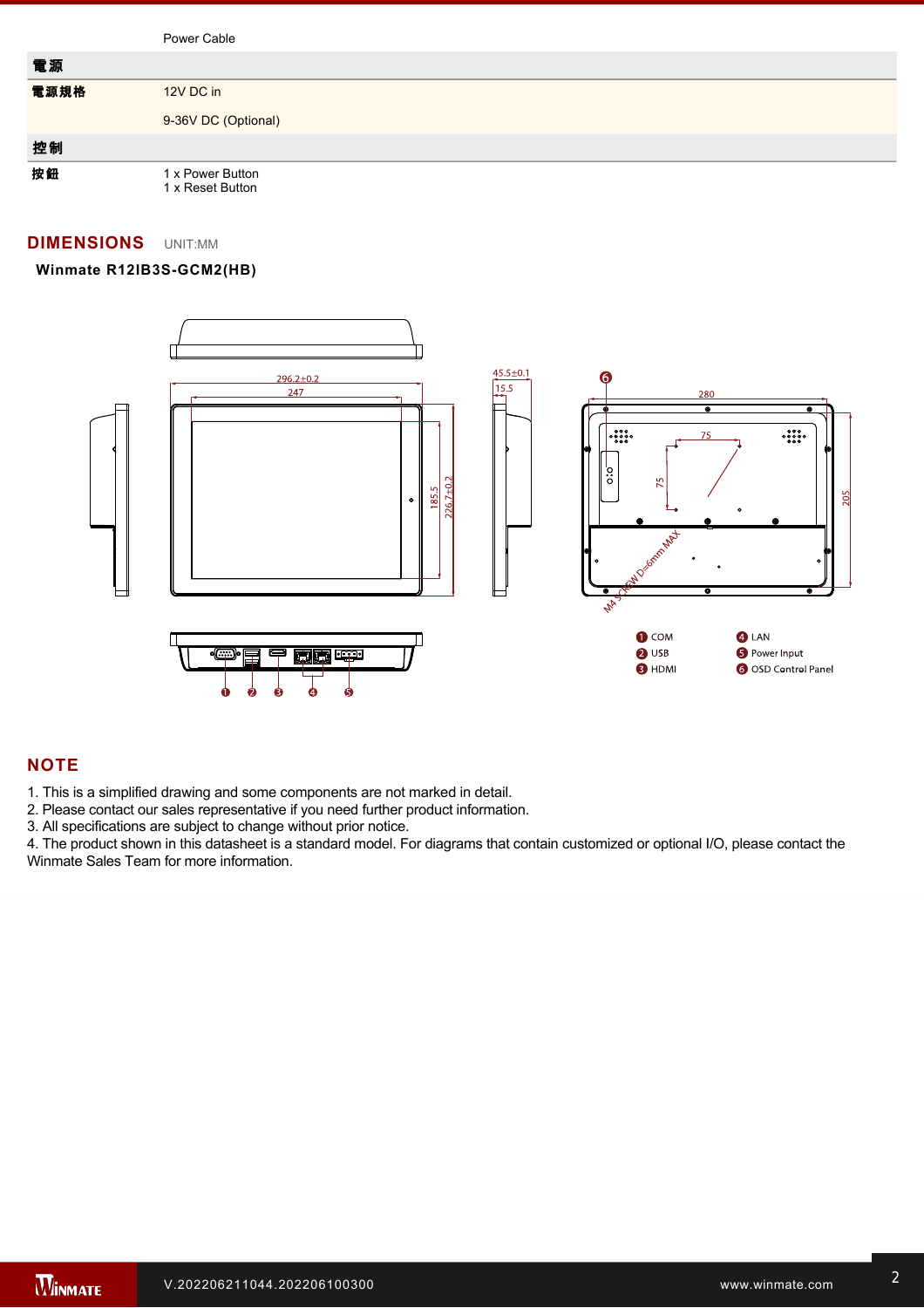| | |
|---|---|
| | Power Cable |
| **電源** | |
| **電源規格** | 12V DC in<br>9-36V DC (Optional) |
| **控制** | |
| **按鈕** | 1 x Power Button<br>1 x Reset Button |

## DIMENSIONS UNIT:MM

**Winmate R12IB3S-GCM2(HB)**

296.2±0.2
247
185.5
226.7±0.2
45.5±0.1
15.5
280
75
75
205
M4 SCREW D=6mm MAX

1 COM
2 USB
3 HDMI
4 LAN
5 Power Input
6 OSD Control Panel

## NOTE

1. This is a simplified drawing and some components are not marked in detail.
2. Please contact our sales representative if you need further product information.
3. All specifications are subject to change without prior notice.
4. The product shown in this datasheet is a standard model. For diagrams that contain customized or optional I/O, please contact the Winmate Sales Team for more information.